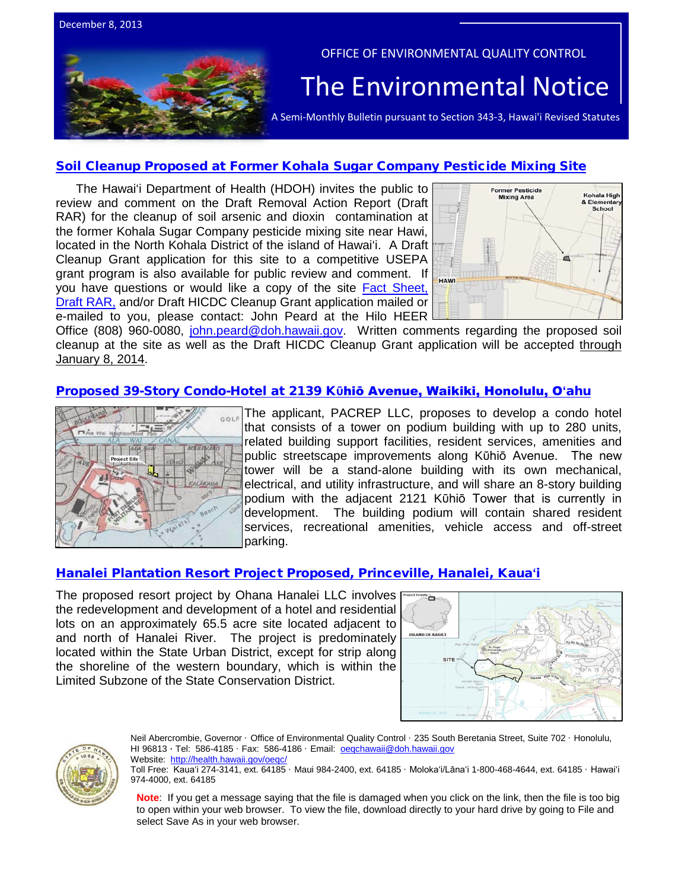December 8, 2013

OFFICE OF ENVIRONMENTAL QUALITY CONTROL

# The Environmental Notice

A Semi-Monthly Bulletin pursuant to Section 343-3, Hawai'i Revised Statutes

## Soil Cleanup Proposed at Former Kohala Sugar Company Pesticide Mixing Site

The Hawai'i Department of Health (HDOH) invites the public to review and comment on the Draft Removal Action Report (Draft RAR) for the cleanup of soil arsenic and dioxin contamination at the former Kohala Sugar Company pesticide mixing site near Hawi, located in the North Kohala District of the island of Hawai'i. A Draft Cleanup Grant application for this site to a competitive USEPA grant program is also available for public review and comment. If you have questions or would like a copy of the site Fact Sheet, Draft RAR, and/or Draft HICDC Cleanup Grant application mailed or e-mailed to you, please contact: John Peard at the Hilo HEER Office (808) 960-0080, john.peard@doh.hawaii.gov. Written comments regarding the proposed soil cleanup at the site as well as the Draft HICDC Cleanup Grant application will be accepted through January 8, 2014.

## Proposed 39-Story Condo-Hotel at 2139 Kūhiō Avenue, Waikiki, Honolulu, O'ahu

The applicant, PACREP LLC, proposes to develop a condo hotel that consists of a tower on podium building with up to 280 units, related building support facilities, resident services, amenities and public streetscape improvements along Kūhiō Avenue. The new tower will be a stand-alone building with its own mechanical, electrical, and utility infrastructure, and will share an 8-story building podium with the adjacent 2121 Kūhiō Tower that is currently in development. The building podium will contain shared resident services, recreational amenities, vehicle access and off-street parking.

## Hanalei Plantation Resort Project Proposed, Princeville, Hanalei, Kaua'i

The proposed resort project by Ohana Hanalei LLC involves the redevelopment and development of a hotel and residential lots on an approximately 65.5 acre site located adjacent to and north of Hanalei River. The project is predominately located within the State Urban District, except for strip along the shoreline of the western boundary, which is within the Limited Subzone of the State Conservation District.

Neil Abercrombie, Governor · Office of Environmental Quality Control · 235 South Beretania Street, Suite 702 · Honolulu, HI 96813 · Tel: 586-4185 · Fax: 586-4186 · Email: oeqchawaii@doh.hawaii.gov
Website: http://health.hawaii.gov/oeqc/
Toll Free: Kaua'i 274-3141, ext. 64185 · Maui 984-2400, ext. 64185 · Moloka'i/Lāna'i 1-800-468-4644, ext. 64185 · Hawai'i 974-4000, ext. 64185

**Note**: If you get a message saying that the file is damaged when you click on the link, then the file is too big to open within your web browser. To view the file, download directly to your hard drive by going to File and select Save As in your web browser.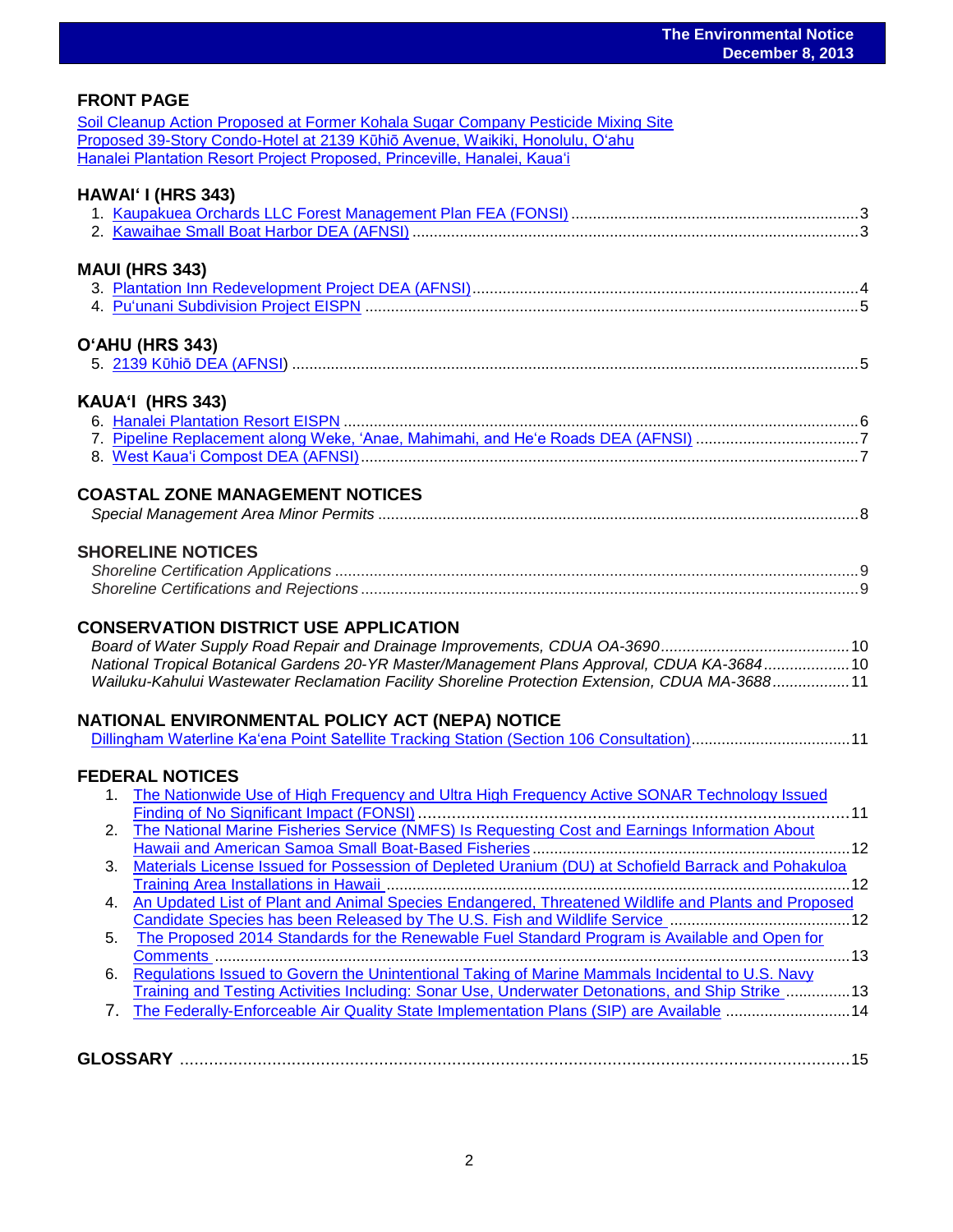## FRONT PAGE

Soil Cleanup Action Proposed at Former Kohala Sugar Company Pesticide Mixing Site
Proposed 39-Story Condo-Hotel at 2139 Kūhiō Avenue, Waikiki, Honolulu, Oʻahu
Hanalei Plantation Resort Project Proposed, Princeville, Hanalei, Kauaʻi

## HAWAIʻ I (HRS 343)

1. Kaupakuea Orchards LLC Forest Management Plan FEA (FONSI) ....... 3
2. Kawaihae Small Boat Harbor DEA (AFNSI) ....... 3

## MAUI (HRS 343)

3. Plantation Inn Redevelopment Project DEA (AFNSI) ....... 4
4. Puʻunani Subdivision Project EISPN ....... 5

## OʻAHU (HRS 343)

5. 2139 Kūhiō DEA (AFNSI) ....... 5

## KAUAʻI (HRS 343)

6. Hanalei Plantation Resort EISPN ....... 6
7. Pipeline Replacement along Weke, ʻAnae, Mahimahi, and Heʻe Roads DEA (AFNSI) ....... 7
8. West Kauaʻi Compost DEA (AFNSI) ....... 7

## COASTAL ZONE MANAGEMENT NOTICES

*Special Management Area Minor Permits* ....... 8

## SHORELINE NOTICES

*Shoreline Certification Applications* ....... 9
*Shoreline Certifications and Rejections* ....... 9

## CONSERVATION DISTRICT USE APPLICATION

*Board of Water Supply Road Repair and Drainage Improvements, CDUA OA-3690* ....... 10
*National Tropical Botanical Gardens 20-YR Master/Management Plans Approval, CDUA KA-3684* ....... 10
*Wailuku-Kahului Wastewater Reclamation Facility Shoreline Protection Extension, CDUA MA-3688* ....... 11

## NATIONAL ENVIRONMENTAL POLICY ACT (NEPA) NOTICE

Dillingham Waterline Kaʻena Point Satellite Tracking Station (Section 106 Consultation) ....... 11

## FEDERAL NOTICES

1. The Nationwide Use of High Frequency and Ultra High Frequency Active SONAR Technology Issued Finding of No Significant Impact (FONSI) ....... 11
2. The National Marine Fisheries Service (NMFS) Is Requesting Cost and Earnings Information About Hawaii and American Samoa Small Boat-Based Fisheries ....... 12
3. Materials License Issued for Possession of Depleted Uranium (DU) at Schofield Barrack and Pohakuloa Training Area Installations in Hawaii ....... 12
4. An Updated List of Plant and Animal Species Endangered, Threatened Wildlife and Plants and Proposed Candidate Species has been Released by The U.S. Fish and Wildlife Service ....... 12
5. The Proposed 2014 Standards for the Renewable Fuel Standard Program is Available and Open for Comments ....... 13
6. Regulations Issued to Govern the Unintentional Taking of Marine Mammals Incidental to U.S. Navy Training and Testing Activities Including: Sonar Use, Underwater Detonations, and Ship Strike ....... 13
7. The Federally-Enforceable Air Quality State Implementation Plans (SIP) are Available ....... 14

## GLOSSARY ....... 15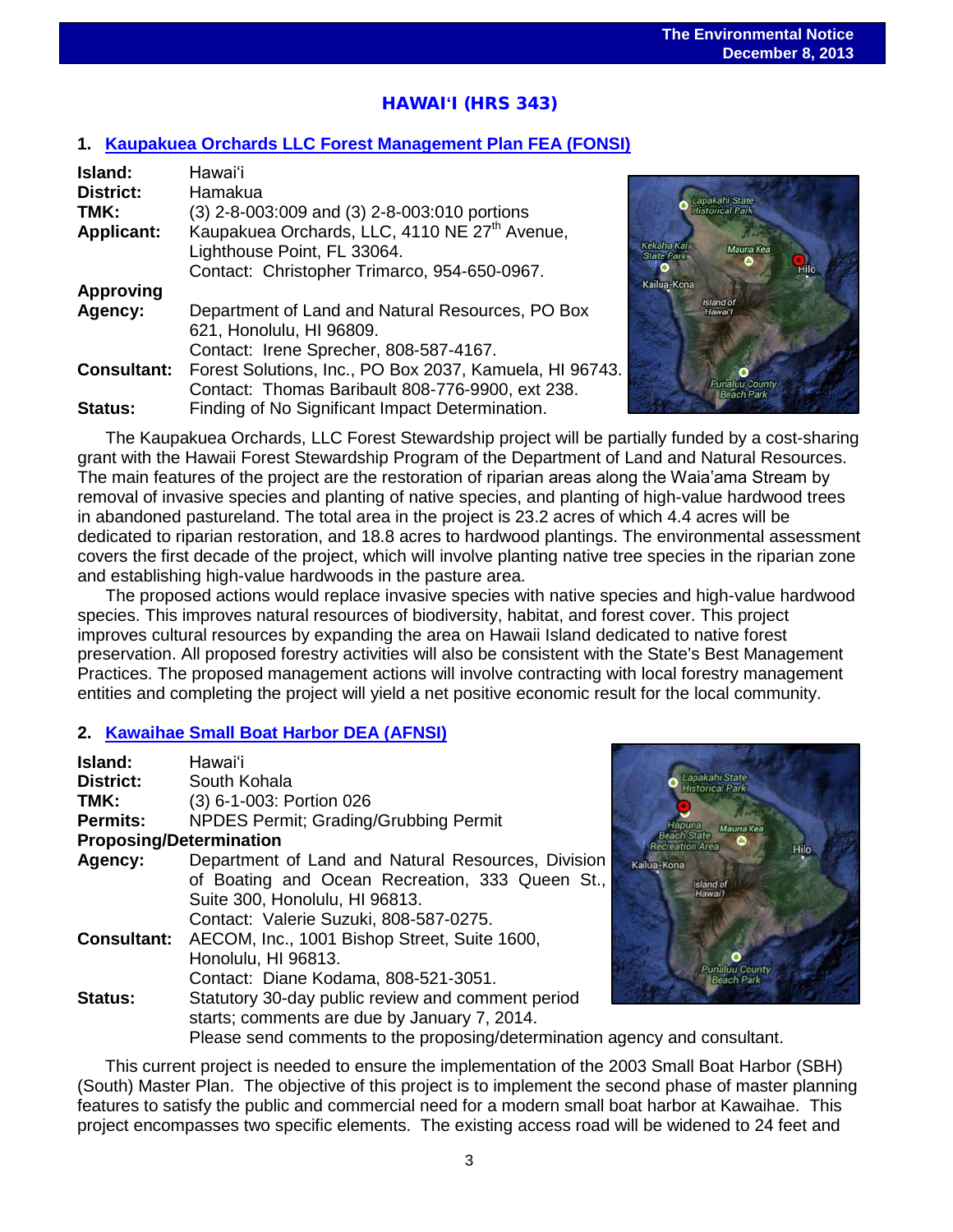## HAWAIʻI (HRS 343)

### 1. Kaupakuea Orchards LLC Forest Management Plan FEA (FONSI)

**Island:** Hawaiʻi
**District:** Hamakua
**TMK:** (3) 2-8-003:009 and (3) 2-8-003:010 portions
**Applicant:** Kaupakuea Orchards, LLC, 4110 NE 27th Avenue, Lighthouse Point, FL 33064.
Contact: Christopher Trimarco, 954-650-0967.
**Approving Agency:** Department of Land and Natural Resources, PO Box 621, Honolulu, HI 96809.
Contact: Irene Sprecher, 808-587-4167.
**Consultant:** Forest Solutions, Inc., PO Box 2037, Kamuela, HI 96743.
Contact: Thomas Baribault 808-776-9900, ext 238.
**Status:** Finding of No Significant Impact Determination.

The Kaupakuea Orchards, LLC Forest Stewardship project will be partially funded by a cost-sharing grant with the Hawaii Forest Stewardship Program of the Department of Land and Natural Resources. The main features of the project are the restoration of riparian areas along the Waiʻama Stream by removal of invasive species and planting of native species, and planting of high-value hardwood trees in abandoned pastureland. The total area in the project is 23.2 acres of which 4.4 acres will be dedicated to riparian restoration, and 18.8 acres to hardwood plantings. The environmental assessment covers the first decade of the project, which will involve planting native tree species in the riparian zone and establishing high-value hardwoods in the pasture area.

The proposed actions would replace invasive species with native species and high-value hardwood species. This improves natural resources of biodiversity, habitat, and forest cover. This project improves cultural resources by expanding the area on Hawaii Island dedicated to native forest preservation. All proposed forestry activities will also be consistent with the State's Best Management Practices. The proposed management actions will involve contracting with local forestry management entities and completing the project will yield a net positive economic result for the local community.

### 2. Kawaihae Small Boat Harbor DEA (AFNSI)

**Island:** Hawaiʻi
**District:** South Kohala
**TMK:** (3) 6-1-003: Portion 026
**Permits:** NPDES Permit; Grading/Grubbing Permit
**Proposing/Determination Agency:** Department of Land and Natural Resources, Division of Boating and Ocean Recreation, 333 Queen St., Suite 300, Honolulu, HI 96813.
Contact: Valerie Suzuki, 808-587-0275.
**Consultant:** AECOM, Inc., 1001 Bishop Street, Suite 1600, Honolulu, HI 96813.
Contact: Diane Kodama, 808-521-3051.
**Status:** Statutory 30-day public review and comment period starts; comments are due by January 7, 2014.
Please send comments to the proposing/determination agency and consultant.

This current project is needed to ensure the implementation of the 2003 Small Boat Harbor (SBH) (South) Master Plan. The objective of this project is to implement the second phase of master planning features to satisfy the public and commercial need for a modern small boat harbor at Kawaihae. This project encompasses two specific elements. The existing access road will be widened to 24 feet and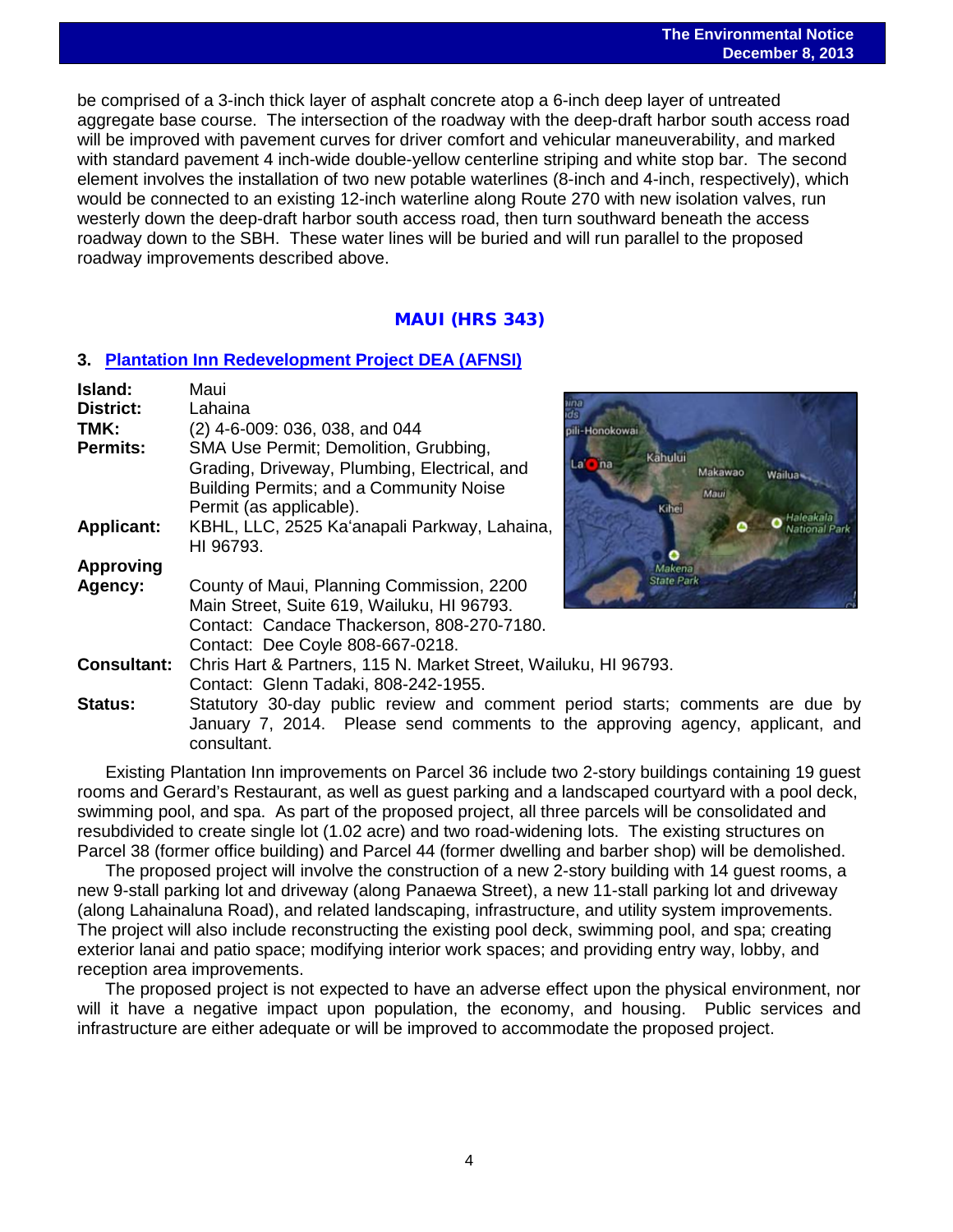be comprised of a 3-inch thick layer of asphalt concrete atop a 6-inch deep layer of untreated aggregate base course. The intersection of the roadway with the deep-draft harbor south access road will be improved with pavement curves for driver comfort and vehicular maneuverability, and marked with standard pavement 4 inch-wide double-yellow centerline striping and white stop bar. The second element involves the installation of two new potable waterlines (8-inch and 4-inch, respectively), which would be connected to an existing 12-inch waterline along Route 270 with new isolation valves, run westerly down the deep-draft harbor south access road, then turn southward beneath the access roadway down to the SBH. These water lines will be buried and will run parallel to the proposed roadway improvements described above.

## MAUI (HRS 343)

### 3. Plantation Inn Redevelopment Project DEA (AFNSI)

**Island:** Maui
**District:** Lahaina
**TMK:** (2) 4-6-009: 036, 038, and 044
**Permits:** SMA Use Permit; Demolition, Grubbing, Grading, Driveway, Plumbing, Electrical, and Building Permits; and a Community Noise Permit (as applicable).
**Applicant:** KBHL, LLC, 2525 Ka'anapali Parkway, Lahaina, HI 96793.
**Approving Agency:** County of Maui, Planning Commission, 2200 Main Street, Suite 619, Wailuku, HI 96793. Contact: Candace Thackerson, 808-270-7180. Contact: Dee Coyle 808-667-0218.
**Consultant:** Chris Hart & Partners, 115 N. Market Street, Wailuku, HI 96793. Contact: Glenn Tadaki, 808-242-1955.
**Status:** Statutory 30-day public review and comment period starts; comments are due by January 7, 2014. Please send comments to the approving agency, applicant, and consultant.

Existing Plantation Inn improvements on Parcel 36 include two 2-story buildings containing 19 guest rooms and Gerard's Restaurant, as well as guest parking and a landscaped courtyard with a pool deck, swimming pool, and spa. As part of the proposed project, all three parcels will be consolidated and resubdivided to create single lot (1.02 acre) and two road-widening lots. The existing structures on Parcel 38 (former office building) and Parcel 44 (former dwelling and barber shop) will be demolished.

The proposed project will involve the construction of a new 2-story building with 14 guest rooms, a new 9-stall parking lot and driveway (along Panaewa Street), a new 11-stall parking lot and driveway (along Lahainaluna Road), and related landscaping, infrastructure, and utility system improvements. The project will also include reconstructing the existing pool deck, swimming pool, and spa; creating exterior lanai and patio space; modifying interior work spaces; and providing entry way, lobby, and reception area improvements.

The proposed project is not expected to have an adverse effect upon the physical environment, nor will it have a negative impact upon population, the economy, and housing. Public services and infrastructure are either adequate or will be improved to accommodate the proposed project.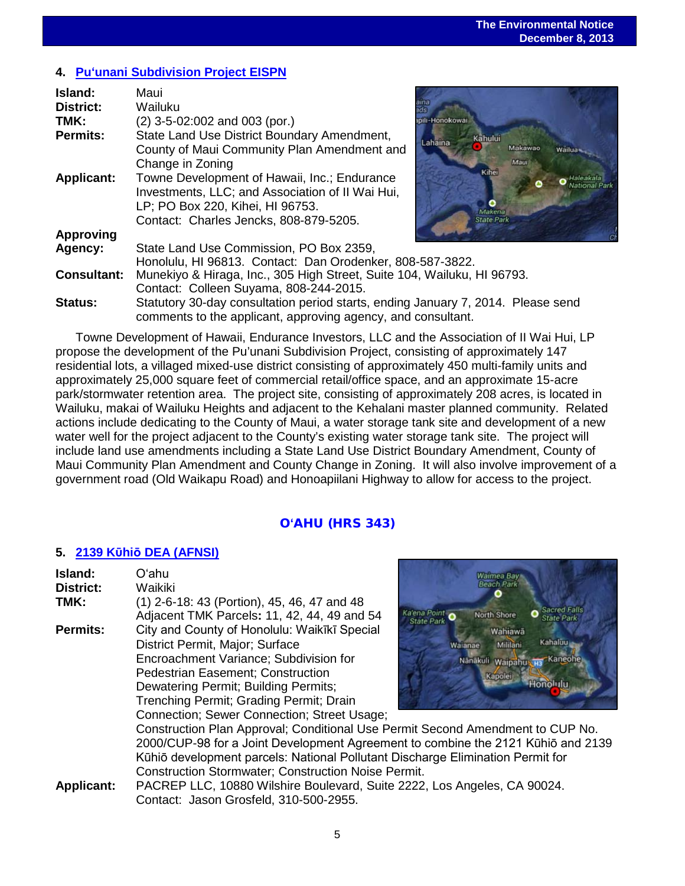## 4. Pu'unani Subdivision Project EISPN

**Island:** Maui
**District:** Wailuku
**TMK:** (2) 3-5-02:002 and 003 (por.)
**Permits:** State Land Use District Boundary Amendment, County of Maui Community Plan Amendment and Change in Zoning
**Applicant:** Towne Development of Hawaii, Inc.; Endurance Investments, LLC; and Association of Il Wai Hui, LP; PO Box 220, Kihei, HI 96753. Contact: Charles Jencks, 808-879-5205.
**Approving Agency:** State Land Use Commission, PO Box 2359, Honolulu, HI 96813. Contact: Dan Orodenker, 808-587-3822.
**Consultant:** Munekiyo & Hiraga, Inc., 305 High Street, Suite 104, Wailuku, HI 96793. Contact: Colleen Suyama, 808-244-2015.
**Status:** Statutory 30-day consultation period starts, ending January 7, 2014. Please send comments to the applicant, approving agency, and consultant.

Towne Development of Hawaii, Endurance Investors, LLC and the Association of Il Wai Hui, LP propose the development of the Pu'unani Subdivision Project, consisting of approximately 147 residential lots, a villaged mixed-use district consisting of approximately 450 multi-family units and approximately 25,000 square feet of commercial retail/office space, and an approximate 15-acre park/stormwater retention area. The project site, consisting of approximately 208 acres, is located in Wailuku, makai of Wailuku Heights and adjacent to the Kehalani master planned community. Related actions include dedicating to the County of Maui, a water storage tank site and development of a new water well for the project adjacent to the County's existing water storage tank site. The project will include land use amendments including a State Land Use District Boundary Amendment, County of Maui Community Plan Amendment and County Change in Zoning. It will also involve improvement of a government road (Old Waikapu Road) and Honoapiilani Highway to allow for access to the project.

# O'AHU (HRS 343)

## 5. 2139 Kūhiō DEA (AFNSI)

**Island:** O'ahu
**District:** Waikiki
**TMK:** (1) 2-6-18: 43 (Portion), 45, 46, 47 and 48
Adjacent TMK Parcels**:** 11, 42, 44, 49 and 54
**Permits:** City and County of Honolulu: Waikīkī Special District Permit, Major; Surface Encroachment Variance; Subdivision for Pedestrian Easement; Construction Dewatering Permit; Building Permits; Trenching Permit; Grading Permit; Drain Connection; Sewer Connection; Street Usage; Construction Plan Approval; Conditional Use Permit Second Amendment to CUP No. 2000/CUP-98 for a Joint Development Agreement to combine the 2121 Kūhiō and 2139 Kūhiō development parcels: National Pollutant Discharge Elimination Permit for Construction Stormwater; Construction Noise Permit.
**Applicant:** PACREP LLC, 10880 Wilshire Boulevard, Suite 2222, Los Angeles, CA 90024. Contact: Jason Grosfeld, 310-500-2955.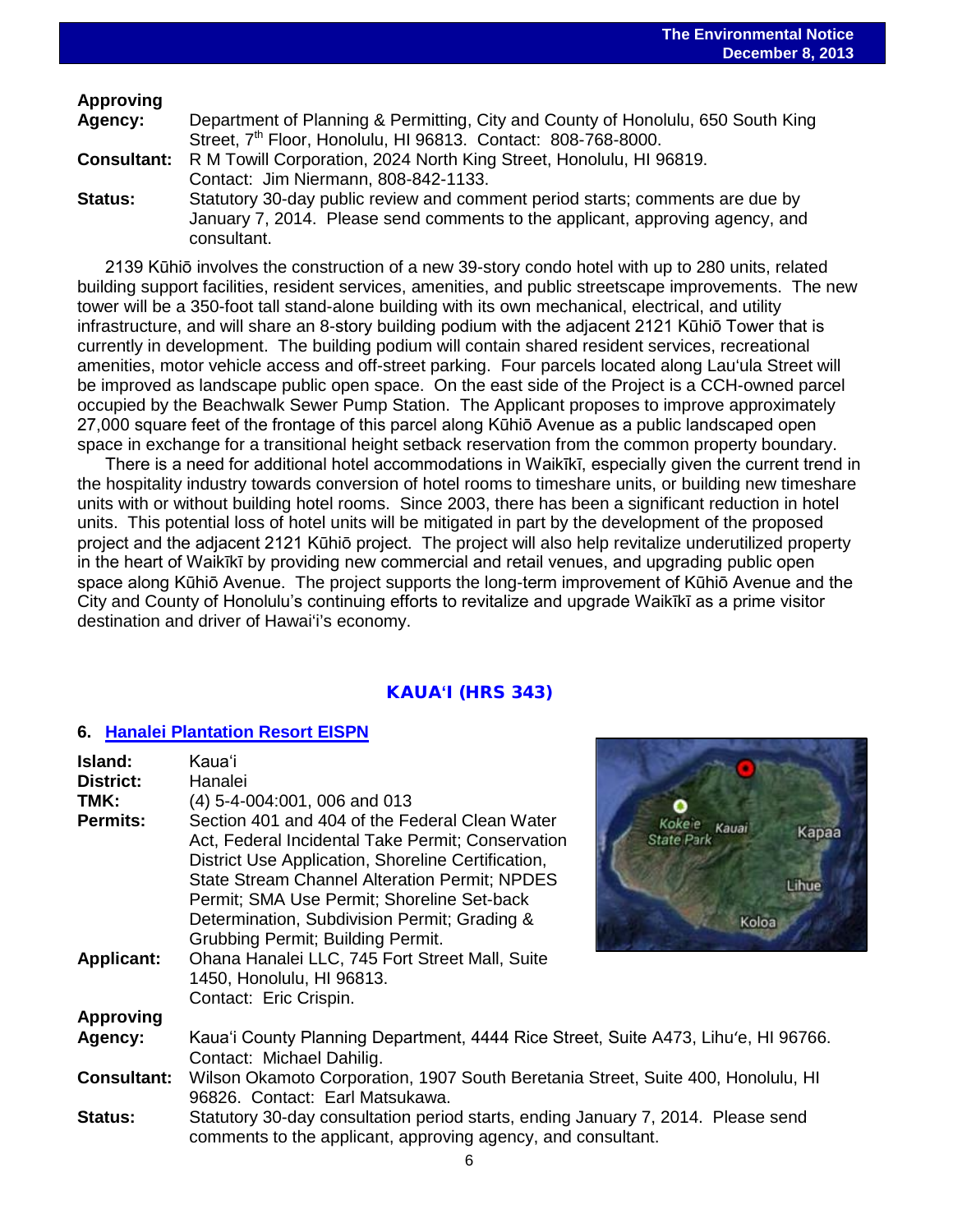**Approving Agency:** Department of Planning & Permitting, City and County of Honolulu, 650 South King Street, 7th Floor, Honolulu, HI 96813. Contact: 808-768-8000.

**Consultant:** R M Towill Corporation, 2024 North King Street, Honolulu, HI 96819. Contact: Jim Niermann, 808-842-1133.

**Status:** Statutory 30-day public review and comment period starts; comments are due by January 7, 2014. Please send comments to the applicant, approving agency, and consultant.

2139 Kūhiō involves the construction of a new 39-story condo hotel with up to 280 units, related building support facilities, resident services, amenities, and public streetscape improvements. The new tower will be a 350-foot tall stand-alone building with its own mechanical, electrical, and utility infrastructure, and will share an 8-story building podium with the adjacent 2121 Kūhiō Tower that is currently in development. The building podium will contain shared resident services, recreational amenities, motor vehicle access and off-street parking. Four parcels located along Lau'ula Street will be improved as landscape public open space. On the east side of the Project is a CCH-owned parcel occupied by the Beachwalk Sewer Pump Station. The Applicant proposes to improve approximately 27,000 square feet of the frontage of this parcel along Kūhiō Avenue as a public landscaped open space in exchange for a transitional height setback reservation from the common property boundary.

There is a need for additional hotel accommodations in Waikīkī, especially given the current trend in the hospitality industry towards conversion of hotel rooms to timeshare units, or building new timeshare units with or without building hotel rooms. Since 2003, there has been a significant reduction in hotel units. This potential loss of hotel units will be mitigated in part by the development of the proposed project and the adjacent 2121 Kūhiō project. The project will also help revitalize underutilized property in the heart of Waikīkī by providing new commercial and retail venues, and upgrading public open space along Kūhiō Avenue. The project supports the long-term improvement of Kūhiō Avenue and the City and County of Honolulu's continuing efforts to revitalize and upgrade Waikīkī as a prime visitor destination and driver of Hawai'i's economy.

## KAUA'I (HRS 343)

### 6. Hanalei Plantation Resort EISPN

**Island:** Kaua'i

**District:** Hanalei

**TMK:** (4) 5-4-004:001, 006 and 013

**Permits:** Section 401 and 404 of the Federal Clean Water Act, Federal Incidental Take Permit; Conservation District Use Application, Shoreline Certification, State Stream Channel Alteration Permit; NPDES Permit; SMA Use Permit; Shoreline Set-back Determination, Subdivision Permit; Grading & Grubbing Permit; Building Permit.

**Applicant:** Ohana Hanalei LLC, 745 Fort Street Mall, Suite 1450, Honolulu, HI 96813. Contact: Eric Crispin.

**Approving Agency:** Kaua'i County Planning Department, 4444 Rice Street, Suite A473, Lihu'e, HI 96766. Contact: Michael Dahilig.

**Consultant:** Wilson Okamoto Corporation, 1907 South Beretania Street, Suite 400, Honolulu, HI 96826. Contact: Earl Matsukawa.

**Status:** Statutory 30-day consultation period starts, ending January 7, 2014. Please send comments to the applicant, approving agency, and consultant.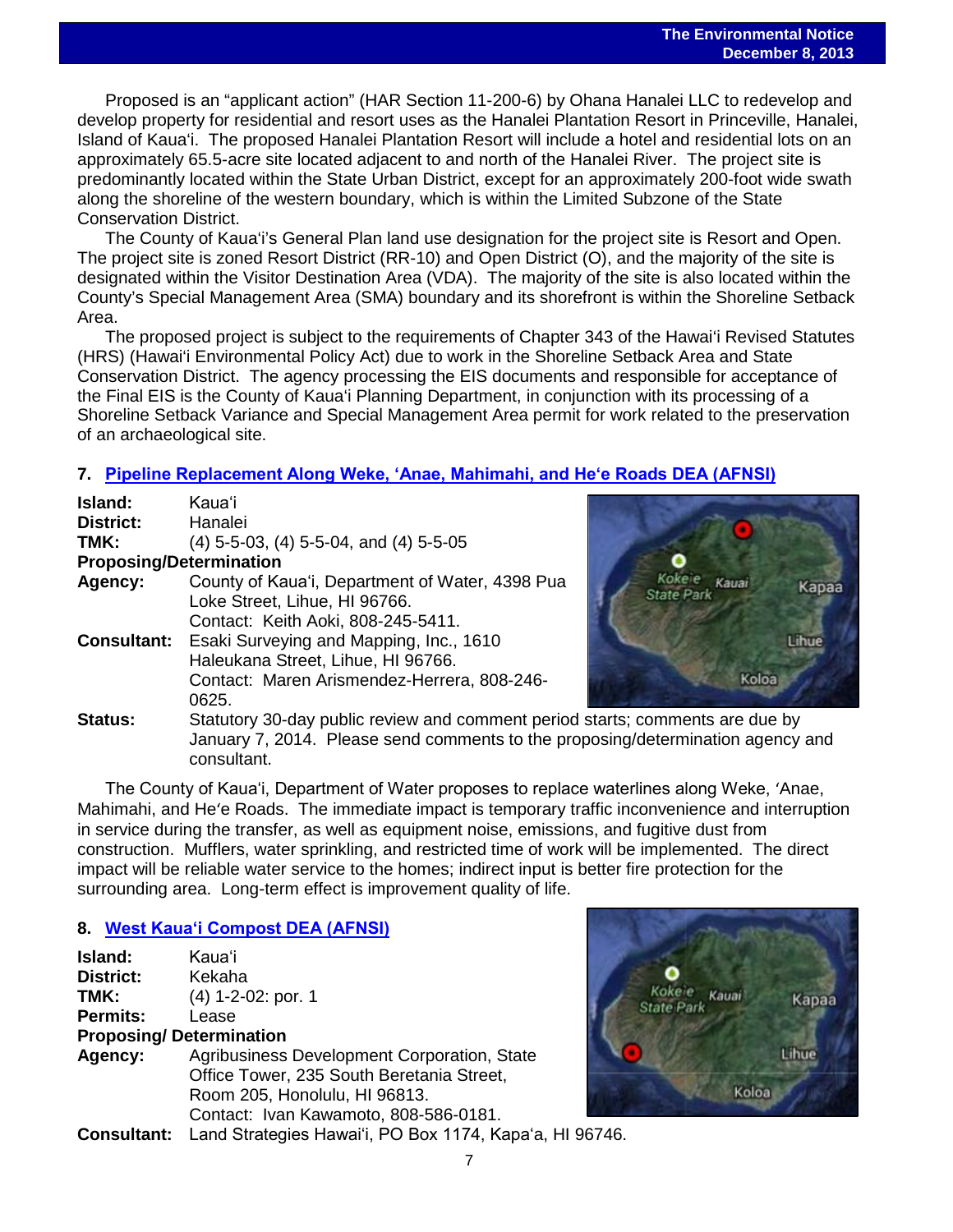Proposed is an "applicant action" (HAR Section 11-200-6) by Ohana Hanalei LLC to redevelop and develop property for residential and resort uses as the Hanalei Plantation Resort in Princeville, Hanalei, Island of Kaua'i. The proposed Hanalei Plantation Resort will include a hotel and residential lots on an approximately 65.5-acre site located adjacent to and north of the Hanalei River. The project site is predominantly located within the State Urban District, except for an approximately 200-foot wide swath along the shoreline of the western boundary, which is within the Limited Subzone of the State Conservation District.

The County of Kaua'i's General Plan land use designation for the project site is Resort and Open. The project site is zoned Resort District (RR-10) and Open District (O), and the majority of the site is designated within the Visitor Destination Area (VDA). The majority of the site is also located within the County's Special Management Area (SMA) boundary and its shorefront is within the Shoreline Setback Area.

The proposed project is subject to the requirements of Chapter 343 of the Hawai'i Revised Statutes (HRS) (Hawai'i Environmental Policy Act) due to work in the Shoreline Setback Area and State Conservation District. The agency processing the EIS documents and responsible for acceptance of the Final EIS is the County of Kaua'i Planning Department, in conjunction with its processing of a Shoreline Setback Variance and Special Management Area permit for work related to the preservation of an archaeological site.

## 7. Pipeline Replacement Along Weke, 'Anae, Mahimahi, and He'e Roads DEA (AFNSI)

**Island:** Kaua'i
**District:** Hanalei
**TMK:** (4) 5-5-03, (4) 5-5-04, and (4) 5-5-05
**Proposing/Determination Agency:** County of Kaua'i, Department of Water, 4398 Pua Loke Street, Lihue, HI 96766. Contact: Keith Aoki, 808-245-5411.
**Consultant:** Esaki Surveying and Mapping, Inc., 1610 Haleukana Street, Lihue, HI 96766. Contact: Maren Arismendez-Herrera, 808-246-0625.
**Status:** Statutory 30-day public review and comment period starts; comments are due by January 7, 2014. Please send comments to the proposing/determination agency and consultant.

The County of Kaua'i, Department of Water proposes to replace waterlines along Weke, 'Anae, Mahimahi, and He'e Roads. The immediate impact is temporary traffic inconvenience and interruption in service during the transfer, as well as equipment noise, emissions, and fugitive dust from construction. Mufflers, water sprinkling, and restricted time of work will be implemented. The direct impact will be reliable water service to the homes; indirect input is better fire protection for the surrounding area. Long-term effect is improvement quality of life.

## 8. West Kaua'i Compost DEA (AFNSI)

**Island:** Kaua'i
**District:** Kekaha
**TMK:** (4) 1-2-02: por. 1
**Permits:** Lease
**Proposing/ Determination Agency:** Agribusiness Development Corporation, State Office Tower, 235 South Beretania Street, Room 205, Honolulu, HI 96813. Contact: Ivan Kawamoto, 808-586-0181.
**Consultant:** Land Strategies Hawai'i, PO Box 1174, Kapa'a, HI 96746.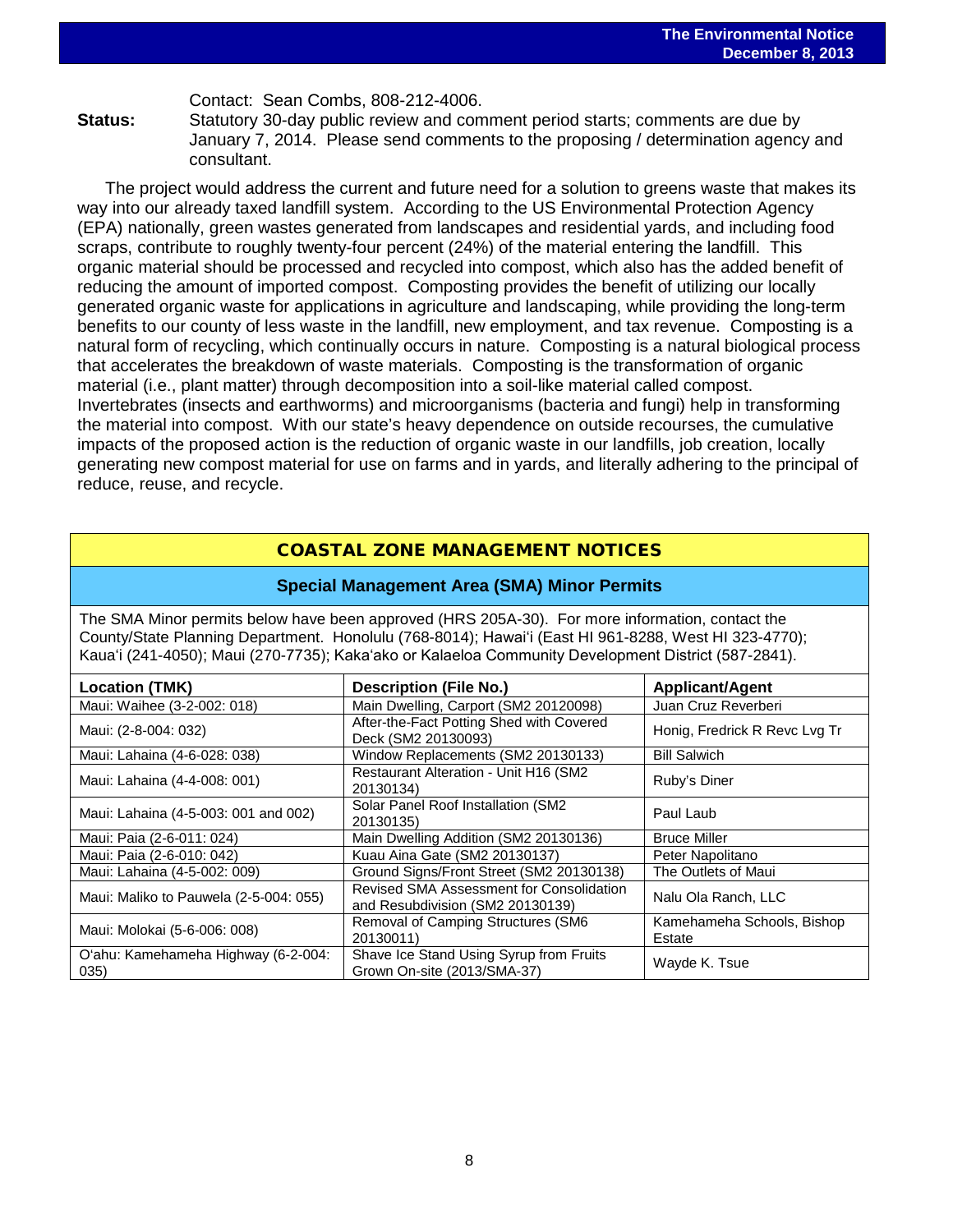Contact: Sean Combs, 808-212-4006.

**Status:** Statutory 30-day public review and comment period starts; comments are due by January 7, 2014. Please send comments to the proposing / determination agency and consultant.

The project would address the current and future need for a solution to greens waste that makes its way into our already taxed landfill system. According to the US Environmental Protection Agency (EPA) nationally, green wastes generated from landscapes and residential yards, and including food scraps, contribute to roughly twenty-four percent (24%) of the material entering the landfill. This organic material should be processed and recycled into compost, which also has the added benefit of reducing the amount of imported compost. Composting provides the benefit of utilizing our locally generated organic waste for applications in agriculture and landscaping, while providing the long-term benefits to our county of less waste in the landfill, new employment, and tax revenue. Composting is a natural form of recycling, which continually occurs in nature. Composting is a natural biological process that accelerates the breakdown of waste materials. Composting is the transformation of organic material (i.e., plant matter) through decomposition into a soil-like material called compost. Invertebrates (insects and earthworms) and microorganisms (bacteria and fungi) help in transforming the material into compost. With our state's heavy dependence on outside recourses, the cumulative impacts of the proposed action is the reduction of organic waste in our landfills, job creation, locally generating new compost material for use on farms and in yards, and literally adhering to the principal of reduce, reuse, and recycle.

## COASTAL ZONE MANAGEMENT NOTICES

### Special Management Area (SMA) Minor Permits

The SMA Minor permits below have been approved (HRS 205A-30). For more information, contact the County/State Planning Department. Honolulu (768-8014); Hawaiʻi (East HI 961-8288, West HI 323-4770); Kauaʻi (241-4050); Maui (270-7735); Kakaʻako or Kalaeloa Community Development District (587-2841).

| Location (TMK) | Description (File No.) | Applicant/Agent |
|---|---|---|
| Maui: Waihee (3-2-002: 018) | Main Dwelling, Carport (SM2 20120098) | Juan Cruz Reverberi |
| Maui: (2-8-004: 032) | After-the-Fact Potting Shed with Covered Deck (SM2 20130093) | Honig, Fredrick R Revc Lvg Tr |
| Maui: Lahaina (4-6-028: 038) | Window Replacements (SM2 20130133) | Bill Salwich |
| Maui: Lahaina (4-4-008: 001) | Restaurant Alteration - Unit H16 (SM2 20130134) | Ruby's Diner |
| Maui: Lahaina (4-5-003: 001 and 002) | Solar Panel Roof Installation (SM2 20130135) | Paul Laub |
| Maui: Paia (2-6-011: 024) | Main Dwelling Addition (SM2 20130136) | Bruce Miller |
| Maui: Paia (2-6-010: 042) | Kuau Aina Gate (SM2 20130137) | Peter Napolitano |
| Maui: Lahaina (4-5-002: 009) | Ground Signs/Front Street (SM2 20130138) | The Outlets of Maui |
| Maui: Maliko to Pauwela (2-5-004: 055) | Revised SMA Assessment for Consolidation and Resubdivision (SM2 20130139) | Nalu Ola Ranch, LLC |
| Maui: Molokai (5-6-006: 008) | Removal of Camping Structures (SM6 20130011) | Kamehameha Schools, Bishop Estate |
| Oʻahu: Kamehameha Highway (6-2-004: 035) | Shave Ice Stand Using Syrup from Fruits Grown On-site (2013/SMA-37) | Wayde K. Tsue |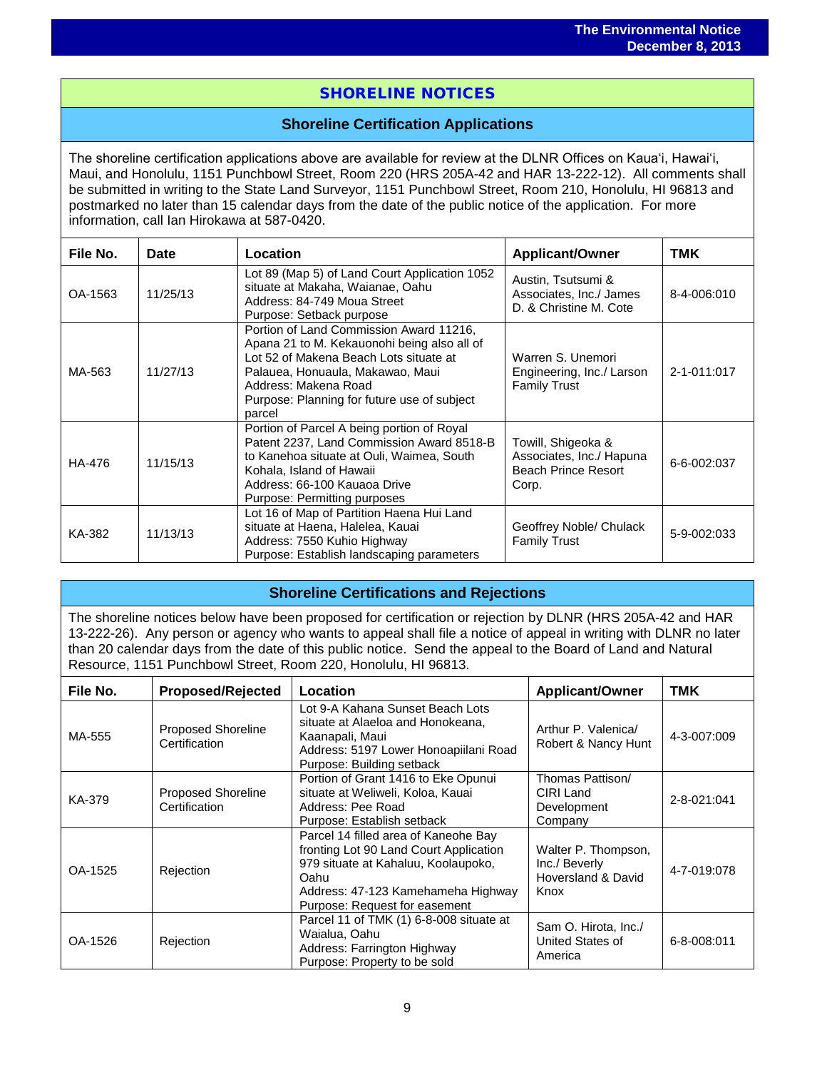# SHORELINE NOTICES

## Shoreline Certification Applications

The shoreline certification applications above are available for review at the DLNR Offices on Kaua'i, Hawai'i, Maui, and Honolulu, 1151 Punchbowl Street, Room 220 (HRS 205A-42 and HAR 13-222-12). All comments shall be submitted in writing to the State Land Surveyor, 1151 Punchbowl Street, Room 210, Honolulu, HI 96813 and postmarked no later than 15 calendar days from the date of the public notice of the application. For more information, call Ian Hirokawa at 587-0420.

| File No. | Date | Location | Applicant/Owner | TMK |
|---|---|---|---|---|
| OA-1563 | 11/25/13 | Lot 89 (Map 5) of Land Court Application 1052 situate at Makaha, Waianae, Oahu<br>Address: 84-749 Moua Street<br>Purpose: Setback purpose | Austin, Tsutsumi & Associates, Inc./ James D. & Christine M. Cote | 8-4-006:010 |
| MA-563 | 11/27/13 | Portion of Land Commission Award 11216, Apana 21 to M. Kekauonohi being also all of Lot 52 of Makena Beach Lots situate at Palauea, Honuaula, Makawao, Maui<br>Address: Makena Road<br>Purpose: Planning for future use of subject parcel | Warren S. Unemori Engineering, Inc./ Larson Family Trust | 2-1-011:017 |
| HA-476 | 11/15/13 | Portion of Parcel A being portion of Royal Patent 2237, Land Commission Award 8518-B to Kanehoa situate at Ouli, Waimea, South Kohala, Island of Hawaii<br>Address: 66-100 Kauaoa Drive<br>Purpose: Permitting purposes | Towill, Shigeoka & Associates, Inc./ Hapuna Beach Prince Resort Corp. | 6-6-002:037 |
| KA-382 | 11/13/13 | Lot 16 of Map of Partition Haena Hui Land situate at Haena, Halelea, Kauai<br>Address: 7550 Kuhio Highway<br>Purpose: Establish landscaping parameters | Geoffrey Noble/ Chulack Family Trust | 5-9-002:033 |

## Shoreline Certifications and Rejections

The shoreline notices below have been proposed for certification or rejection by DLNR (HRS 205A-42 and HAR 13-222-26). Any person or agency who wants to appeal shall file a notice of appeal in writing with DLNR no later than 20 calendar days from the date of this public notice. Send the appeal to the Board of Land and Natural Resource, 1151 Punchbowl Street, Room 220, Honolulu, HI 96813.

| File No. | Proposed/Rejected | Location | Applicant/Owner | TMK |
|---|---|---|---|---|
| MA-555 | Proposed Shoreline Certification | Lot 9-A Kahana Sunset Beach Lots situate at Alaeloa and Honokeana, Kaanapali, Maui<br>Address: 5197 Lower Honoapiilani Road<br>Purpose: Building setback | Arthur P. Valenica/ Robert & Nancy Hunt | 4-3-007:009 |
| KA-379 | Proposed Shoreline Certification | Portion of Grant 1416 to Eke Opunui situate at Weliweli, Koloa, Kauai<br>Address: Pee Road<br>Purpose: Establish setback | Thomas Pattison/ CIRI Land Development Company | 2-8-021:041 |
| OA-1525 | Rejection | Parcel 14 filled area of Kaneohe Bay fronting Lot 90 Land Court Application 979 situate at Kahaluu, Koolaupoko, Oahu<br>Address: 47-123 Kamehameha Highway<br>Purpose: Request for easement | Walter P. Thompson, Inc./ Beverly Hoversland & David Knox | 4-7-019:078 |
| OA-1526 | Rejection | Parcel 11 of TMK (1) 6-8-008 situate at Waialua, Oahu<br>Address: Farrington Highway<br>Purpose: Property to be sold | Sam O. Hirota, Inc./ United States of America | 6-8-008:011 |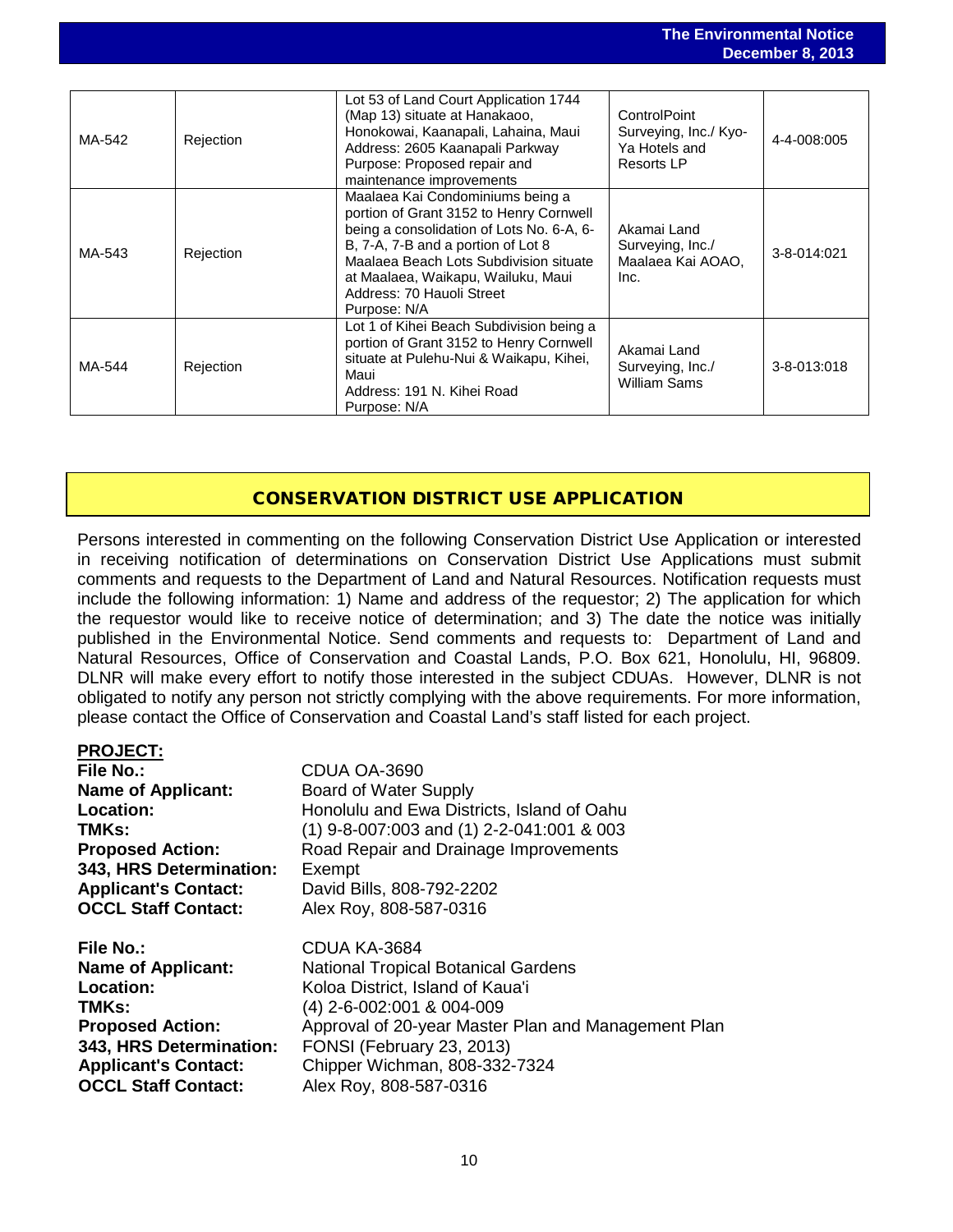| MA-542 | Rejection | Lot 53 of Land Court Application 1744 (Map 13) situate at Hanakaoo, Honokowai, Kaanapali, Lahaina, Maui<br>Address: 2605 Kaanapali Parkway<br>Purpose: Proposed repair and maintenance improvements | ControlPoint Surveying, Inc./ Kyo-Ya Hotels and Resorts LP | 4-4-008:005 |
|---|---|---|---|---|
| MA-543 | Rejection | Maalaea Kai Condominiums being a portion of Grant 3152 to Henry Cornwell being a consolidation of Lots No. 6-A, 6-B, 7-A, 7-B and a portion of Lot 8 Maalaea Beach Lots Subdivision situate at Maalaea, Waikapu, Wailuku, Maui<br>Address: 70 Hauoli Street<br>Purpose: N/A | Akamai Land Surveying, Inc./ Maalaea Kai AOAO, Inc. | 3-8-014:021 |
| MA-544 | Rejection | Lot 1 of Kihei Beach Subdivision being a portion of Grant 3152 to Henry Cornwell situate at Pulehu-Nui & Waikapu, Kihei, Maui<br>Address: 191 N. Kihei Road<br>Purpose: N/A | Akamai Land Surveying, Inc./ William Sams | 3-8-013:018 |

## CONSERVATION DISTRICT USE APPLICATION

Persons interested in commenting on the following Conservation District Use Application or interested in receiving notification of determinations on Conservation District Use Applications must submit comments and requests to the Department of Land and Natural Resources. Notification requests must include the following information: 1) Name and address of the requestor; 2) The application for which the requestor would like to receive notice of determination; and 3) The date the notice was initially published in the Environmental Notice. Send comments and requests to: Department of Land and Natural Resources, Office of Conservation and Coastal Lands, P.O. Box 621, Honolulu, HI, 96809. DLNR will make every effort to notify those interested in the subject CDUAs. However, DLNR is not obligated to notify any person not strictly complying with the above requirements. For more information, please contact the Office of Conservation and Coastal Land's staff listed for each project.

**PROJECT:**

**File No.:** CDUA OA-3690
**Name of Applicant:** Board of Water Supply
**Location:** Honolulu and Ewa Districts, Island of Oahu
**TMKs:** (1) 9-8-007:003 and (1) 2-2-041:001 & 003
**Proposed Action:** Road Repair and Drainage Improvements
**343, HRS Determination:** Exempt
**Applicant's Contact:** David Bills, 808-792-2202
**OCCL Staff Contact:** Alex Roy, 808-587-0316

**File No.:** CDUA KA-3684
**Name of Applicant:** National Tropical Botanical Gardens
**Location:** Koloa District, Island of Kaua'i
**TMKs:** (4) 2-6-002:001 & 004-009
**Proposed Action:** Approval of 20-year Master Plan and Management Plan
**343, HRS Determination:** FONSI (February 23, 2013)
**Applicant's Contact:** Chipper Wichman, 808-332-7324
**OCCL Staff Contact:** Alex Roy, 808-587-0316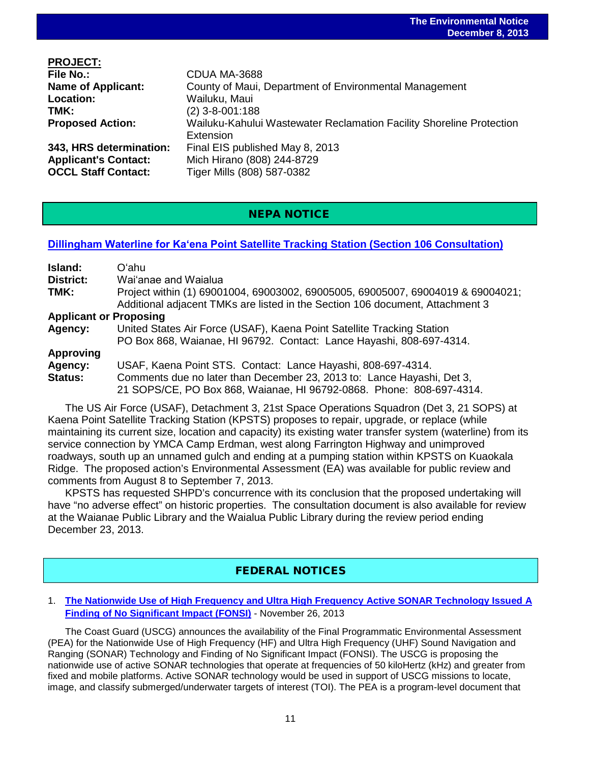**PROJECT:**

**File No.:** CDUA MA-3688
**Name of Applicant:** County of Maui, Department of Environmental Management
**Location:** Wailuku, Maui
**TMK:** (2) 3-8-001:188
**Proposed Action:** Wailuku-Kahului Wastewater Reclamation Facility Shoreline Protection Extension
**343, HRS determination:** Final EIS published May 8, 2013
**Applicant's Contact:** Mich Hirano (808) 244-8729
**OCCL Staff Contact:** Tiger Mills (808) 587-0382

## NEPA NOTICE

### Dillingham Waterline for Ka'ena Point Satellite Tracking Station (Section 106 Consultation)

**Island:** O'ahu
**District:** Wai'anae and Waialua
**TMK:** Project within (1) 69001004, 69003002, 69005005, 69005007, 69004019 & 69004021; Additional adjacent TMKs are listed in the Section 106 document, Attachment 3
**Applicant or Proposing Agency:** United States Air Force (USAF), Kaena Point Satellite Tracking Station PO Box 868, Waianae, HI 96792. Contact: Lance Hayashi, 808-697-4314.
**Approving Agency:** USAF, Kaena Point STS. Contact: Lance Hayashi, 808-697-4314.
**Status:** Comments due no later than December 23, 2013 to: Lance Hayashi, Det 3, 21 SOPS/CE, PO Box 868, Waianae, HI 96792-0868. Phone: 808-697-4314.

The US Air Force (USAF), Detachment 3, 21st Space Operations Squadron (Det 3, 21 SOPS) at Kaena Point Satellite Tracking Station (KPSTS) proposes to repair, upgrade, or replace (while maintaining its current size, location and capacity) its existing water transfer system (waterline) from its service connection by YMCA Camp Erdman, west along Farrington Highway and unimproved roadways, south up an unnamed gulch and ending at a pumping station within KPSTS on Kuaokala Ridge. The proposed action's Environmental Assessment (EA) was available for public review and comments from August 8 to September 7, 2013.

KPSTS has requested SHPD's concurrence with its conclusion that the proposed undertaking will have "no adverse effect" on historic properties. The consultation document is also available for review at the Waianae Public Library and the Waialua Public Library during the review period ending December 23, 2013.

## FEDERAL NOTICES

1. **The Nationwide Use of High Frequency and Ultra High Frequency Active SONAR Technology Issued A Finding of No Significant Impact (FONSI)** - November 26, 2013

   The Coast Guard (USCG) announces the availability of the Final Programmatic Environmental Assessment (PEA) for the Nationwide Use of High Frequency (HF) and Ultra High Frequency (UHF) Sound Navigation and Ranging (SONAR) Technology and Finding of No Significant Impact (FONSI). The USCG is proposing the nationwide use of active SONAR technologies that operate at frequencies of 50 kiloHertz (kHz) and greater from fixed and mobile platforms. Active SONAR technology would be used in support of USCG missions to locate, image, and classify submerged/underwater targets of interest (TOI). The PEA is a program-level document that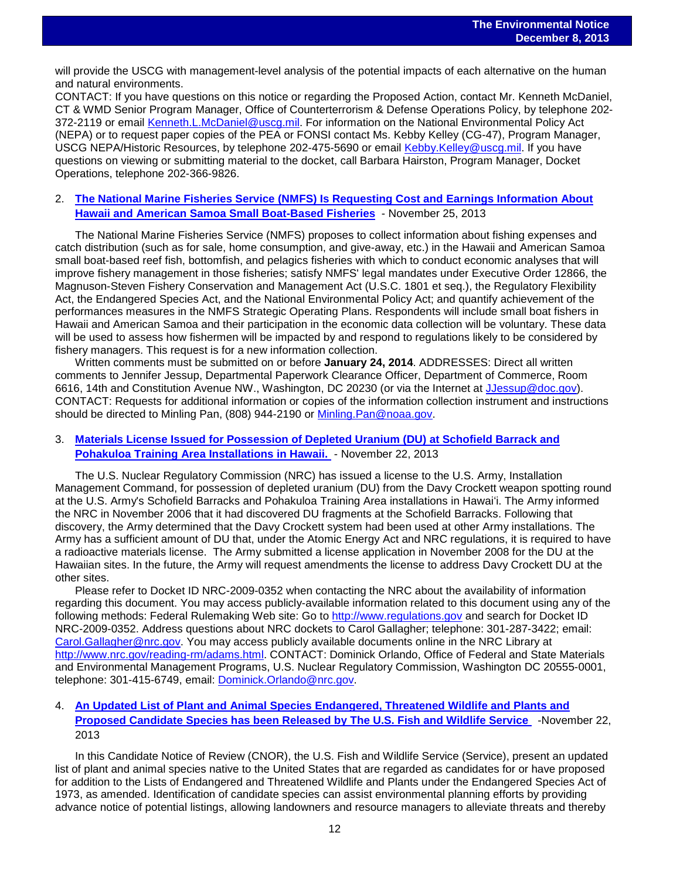will provide the USCG with management-level analysis of the potential impacts of each alternative on the human and natural environments.
CONTACT: If you have questions on this notice or regarding the Proposed Action, contact Mr. Kenneth McDaniel, CT & WMD Senior Program Manager, Office of Counterterrorism & Defense Operations Policy, by telephone 202-372-2119 or email Kenneth.L.McDaniel@uscg.mil. For information on the National Environmental Policy Act (NEPA) or to request paper copies of the PEA or FONSI contact Ms. Kebby Kelley (CG-47), Program Manager, USCG NEPA/Historic Resources, by telephone 202-475-5690 or email Kebby.Kelley@uscg.mil. If you have questions on viewing or submitting material to the docket, call Barbara Hairston, Program Manager, Docket Operations, telephone 202-366-9826.

2. **The National Marine Fisheries Service (NMFS) Is Requesting Cost and Earnings Information About Hawaii and American Samoa Small Boat-Based Fisheries** - November 25, 2013

The National Marine Fisheries Service (NMFS) proposes to collect information about fishing expenses and catch distribution (such as for sale, home consumption, and give-away, etc.) in the Hawaii and American Samoa small boat-based reef fish, bottomfish, and pelagics fisheries with which to conduct economic analyses that will improve fishery management in those fisheries; satisfy NMFS' legal mandates under Executive Order 12866, the Magnuson-Steven Fishery Conservation and Management Act (U.S.C. 1801 et seq.), the Regulatory Flexibility Act, the Endangered Species Act, and the National Environmental Policy Act; and quantify achievement of the performances measures in the NMFS Strategic Operating Plans. Respondents will include small boat fishers in Hawaii and American Samoa and their participation in the economic data collection will be voluntary. These data will be used to assess how fishermen will be impacted by and respond to regulations likely to be considered by fishery managers. This request is for a new information collection.

Written comments must be submitted on or before **January 24, 2014**. ADDRESSES: Direct all written comments to Jennifer Jessup, Departmental Paperwork Clearance Officer, Department of Commerce, Room 6616, 14th and Constitution Avenue NW., Washington, DC 20230 (or via the Internet at JJessup@doc.gov). CONTACT: Requests for additional information or copies of the information collection instrument and instructions should be directed to Minling Pan, (808) 944-2190 or Minling.Pan@noaa.gov.

3. **Materials License Issued for Possession of Depleted Uranium (DU) at Schofield Barrack and Pohakuloa Training Area Installations in Hawaii.** - November 22, 2013

The U.S. Nuclear Regulatory Commission (NRC) has issued a license to the U.S. Army, Installation Management Command, for possession of depleted uranium (DU) from the Davy Crockett weapon spotting round at the U.S. Army's Schofield Barracks and Pohakuloa Training Area installations in Hawaiʻi. The Army informed the NRC in November 2006 that it had discovered DU fragments at the Schofield Barracks. Following that discovery, the Army determined that the Davy Crockett system had been used at other Army installations. The Army has a sufficient amount of DU that, under the Atomic Energy Act and NRC regulations, it is required to have a radioactive materials license. The Army submitted a license application in November 2008 for the DU at the Hawaiian sites. In the future, the Army will request amendments the license to address Davy Crockett DU at the other sites.

Please refer to Docket ID NRC-2009-0352 when contacting the NRC about the availability of information regarding this document. You may access publicly-available information related to this document using any of the following methods: Federal Rulemaking Web site: Go to http://www.regulations.gov and search for Docket ID NRC-2009-0352. Address questions about NRC dockets to Carol Gallagher; telephone: 301-287-3422; email: Carol.Gallagher@nrc.gov. You may access publicly available documents online in the NRC Library at http://www.nrc.gov/reading-rm/adams.html. CONTACT: Dominick Orlando, Office of Federal and State Materials and Environmental Management Programs, U.S. Nuclear Regulatory Commission, Washington DC 20555-0001, telephone: 301-415-6749, email: Dominick.Orlando@nrc.gov.

4. **An Updated List of Plant and Animal Species Endangered, Threatened Wildlife and Plants and Proposed Candidate Species has been Released by The U.S. Fish and Wildlife Service** -November 22, 2013

In this Candidate Notice of Review (CNOR), the U.S. Fish and Wildlife Service (Service), present an updated list of plant and animal species native to the United States that are regarded as candidates for or have proposed for addition to the Lists of Endangered and Threatened Wildlife and Plants under the Endangered Species Act of 1973, as amended. Identification of candidate species can assist environmental planning efforts by providing advance notice of potential listings, allowing landowners and resource managers to alleviate threats and thereby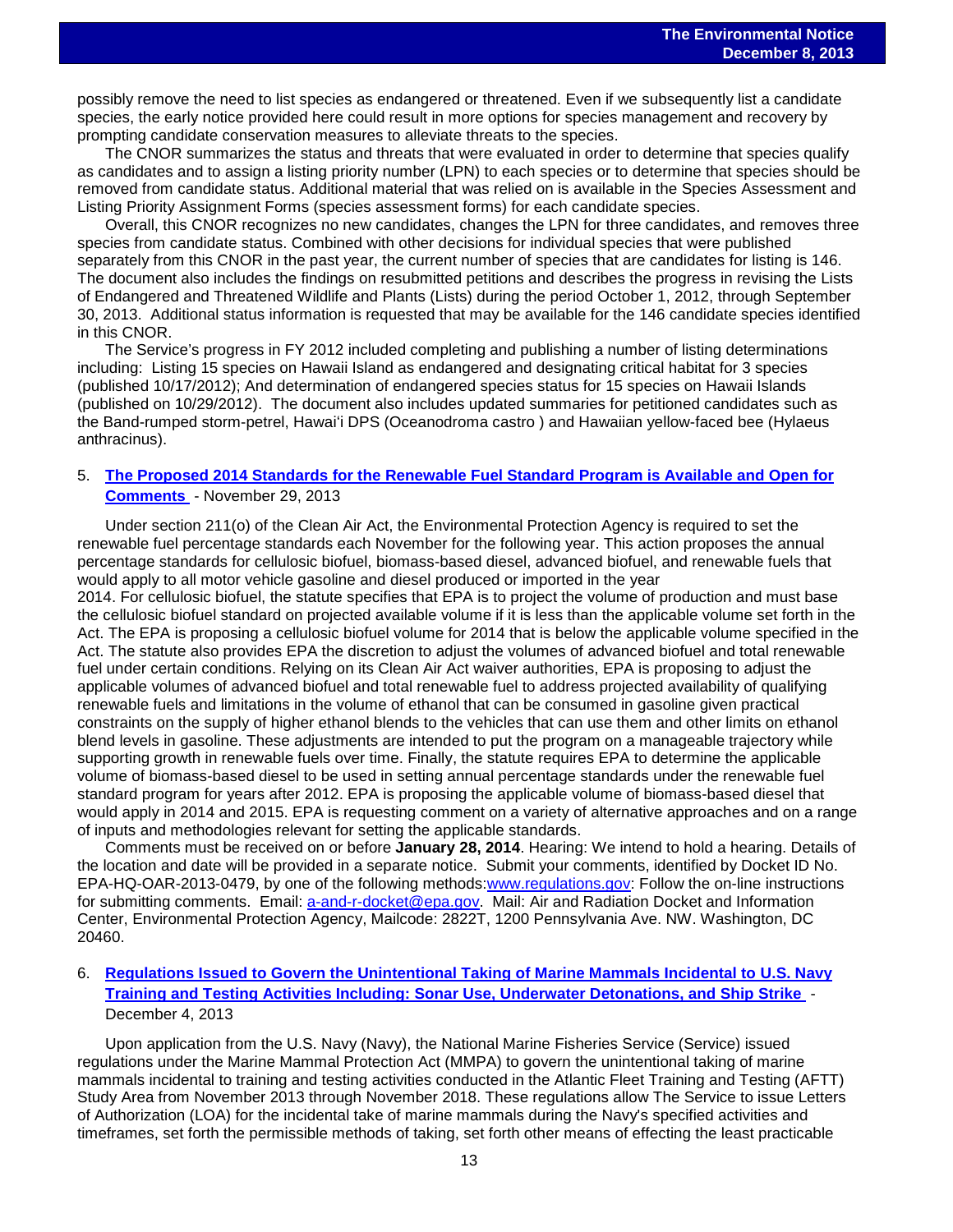possibly remove the need to list species as endangered or threatened. Even if we subsequently list a candidate species, the early notice provided here could result in more options for species management and recovery by prompting candidate conservation measures to alleviate threats to the species.

The CNOR summarizes the status and threats that were evaluated in order to determine that species qualify as candidates and to assign a listing priority number (LPN) to each species or to determine that species should be removed from candidate status. Additional material that was relied on is available in the Species Assessment and Listing Priority Assignment Forms (species assessment forms) for each candidate species.

Overall, this CNOR recognizes no new candidates, changes the LPN for three candidates, and removes three species from candidate status. Combined with other decisions for individual species that were published separately from this CNOR in the past year, the current number of species that are candidates for listing is 146. The document also includes the findings on resubmitted petitions and describes the progress in revising the Lists of Endangered and Threatened Wildlife and Plants (Lists) during the period October 1, 2012, through September 30, 2013. Additional status information is requested that may be available for the 146 candidate species identified in this CNOR.

The Service's progress in FY 2012 included completing and publishing a number of listing determinations including: Listing 15 species on Hawaii Island as endangered and designating critical habitat for 3 species (published 10/17/2012); And determination of endangered species status for 15 species on Hawaii Islands (published on 10/29/2012). The document also includes updated summaries for petitioned candidates such as the Band-rumped storm-petrel, Hawai'i DPS (Oceanodroma castro ) and Hawaiian yellow-faced bee (Hylaeus anthracinus).

5. **The Proposed 2014 Standards for the Renewable Fuel Standard Program is Available and Open for Comments** - November 29, 2013

Under section 211(o) of the Clean Air Act, the Environmental Protection Agency is required to set the renewable fuel percentage standards each November for the following year. This action proposes the annual percentage standards for cellulosic biofuel, biomass-based diesel, advanced biofuel, and renewable fuels that would apply to all motor vehicle gasoline and diesel produced or imported in the year 2014. For cellulosic biofuel, the statute specifies that EPA is to project the volume of production and must base the cellulosic biofuel standard on projected available volume if it is less than the applicable volume set forth in the Act. The EPA is proposing a cellulosic biofuel volume for 2014 that is below the applicable volume specified in the Act. The statute also provides EPA the discretion to adjust the volumes of advanced biofuel and total renewable fuel under certain conditions. Relying on its Clean Air Act waiver authorities, EPA is proposing to adjust the applicable volumes of advanced biofuel and total renewable fuel to address projected availability of qualifying renewable fuels and limitations in the volume of ethanol that can be consumed in gasoline given practical constraints on the supply of higher ethanol blends to the vehicles that can use them and other limits on ethanol blend levels in gasoline. These adjustments are intended to put the program on a manageable trajectory while supporting growth in renewable fuels over time. Finally, the statute requires EPA to determine the applicable volume of biomass-based diesel to be used in setting annual percentage standards under the renewable fuel standard program for years after 2012. EPA is proposing the applicable volume of biomass-based diesel that would apply in 2014 and 2015. EPA is requesting comment on a variety of alternative approaches and on a range of inputs and methodologies relevant for setting the applicable standards.

Comments must be received on or before **January 28, 2014**. Hearing: We intend to hold a hearing. Details of the location and date will be provided in a separate notice. Submit your comments, identified by Docket ID No. EPA-HQ-OAR-2013-0479, by one of the following methods:www.regulations.gov: Follow the on-line instructions for submitting comments. Email: a-and-r-docket@epa.gov. Mail: Air and Radiation Docket and Information Center, Environmental Protection Agency, Mailcode: 2822T, 1200 Pennsylvania Ave. NW. Washington, DC 20460.

6. **Regulations Issued to Govern the Unintentional Taking of Marine Mammals Incidental to U.S. Navy Training and Testing Activities Including: Sonar Use, Underwater Detonations, and Ship Strike** - December 4, 2013

Upon application from the U.S. Navy (Navy), the National Marine Fisheries Service (Service) issued regulations under the Marine Mammal Protection Act (MMPA) to govern the unintentional taking of marine mammals incidental to training and testing activities conducted in the Atlantic Fleet Training and Testing (AFTT) Study Area from November 2013 through November 2018. These regulations allow The Service to issue Letters of Authorization (LOA) for the incidental take of marine mammals during the Navy's specified activities and timeframes, set forth the permissible methods of taking, set forth other means of effecting the least practicable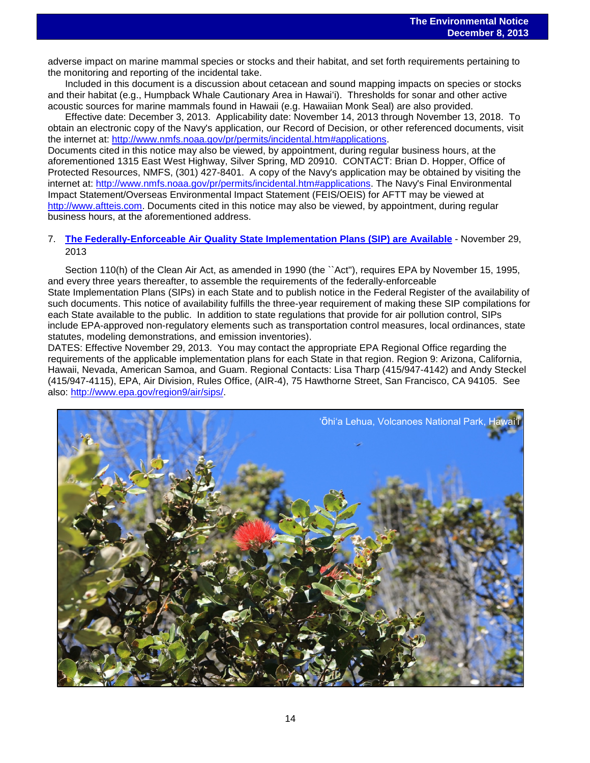adverse impact on marine mammal species or stocks and their habitat, and set forth requirements pertaining to the monitoring and reporting of the incidental take.

Included in this document is a discussion about cetacean and sound mapping impacts on species or stocks and their habitat (e.g., Humpback Whale Cautionary Area in Hawai'i). Thresholds for sonar and other active acoustic sources for marine mammals found in Hawaii (e.g. Hawaiian Monk Seal) are also provided.

Effective date: December 3, 2013. Applicability date: November 14, 2013 through November 13, 2018. To obtain an electronic copy of the Navy's application, our Record of Decision, or other referenced documents, visit the internet at: http://www.nmfs.noaa.gov/pr/permits/incidental.htm#applications.
Documents cited in this notice may also be viewed, by appointment, during regular business hours, at the aforementioned 1315 East West Highway, Silver Spring, MD 20910. CONTACT: Brian D. Hopper, Office of Protected Resources, NMFS, (301) 427-8401. A copy of the Navy's application may be obtained by visiting the internet at: http://www.nmfs.noaa.gov/pr/permits/incidental.htm#applications. The Navy's Final Environmental Impact Statement/Overseas Environmental Impact Statement (FEIS/OEIS) for AFTT may be viewed at http://www.aftteis.com. Documents cited in this notice may also be viewed, by appointment, during regular business hours, at the aforementioned address.

7. **The Federally-Enforceable Air Quality State Implementation Plans (SIP) are Available** - November 29, 2013

Section 110(h) of the Clean Air Act, as amended in 1990 (the ``Act''), requires EPA by November 15, 1995, and every three years thereafter, to assemble the requirements of the federally-enforceable State Implementation Plans (SIPs) in each State and to publish notice in the Federal Register of the availability of such documents. This notice of availability fulfills the three-year requirement of making these SIP compilations for each State available to the public. In addition to state regulations that provide for air pollution control, SIPs include EPA-approved non-regulatory elements such as transportation control measures, local ordinances, state statutes, modeling demonstrations, and emission inventories).
DATES: Effective November 29, 2013. You may contact the appropriate EPA Regional Office regarding the requirements of the applicable implementation plans for each State in that region. Region 9: Arizona, California, Hawaii, Nevada, American Samoa, and Guam. Regional Contacts: Lisa Tharp (415/947-4142) and Andy Steckel (415/947-4115), EPA, Air Division, Rules Office, (AIR-4), 75 Hawthorne Street, San Francisco, CA 94105. See also: http://www.epa.gov/region9/air/sips/.

ʻŌhiʻa Lehua, Volcanoes National Park, Hawaiʻi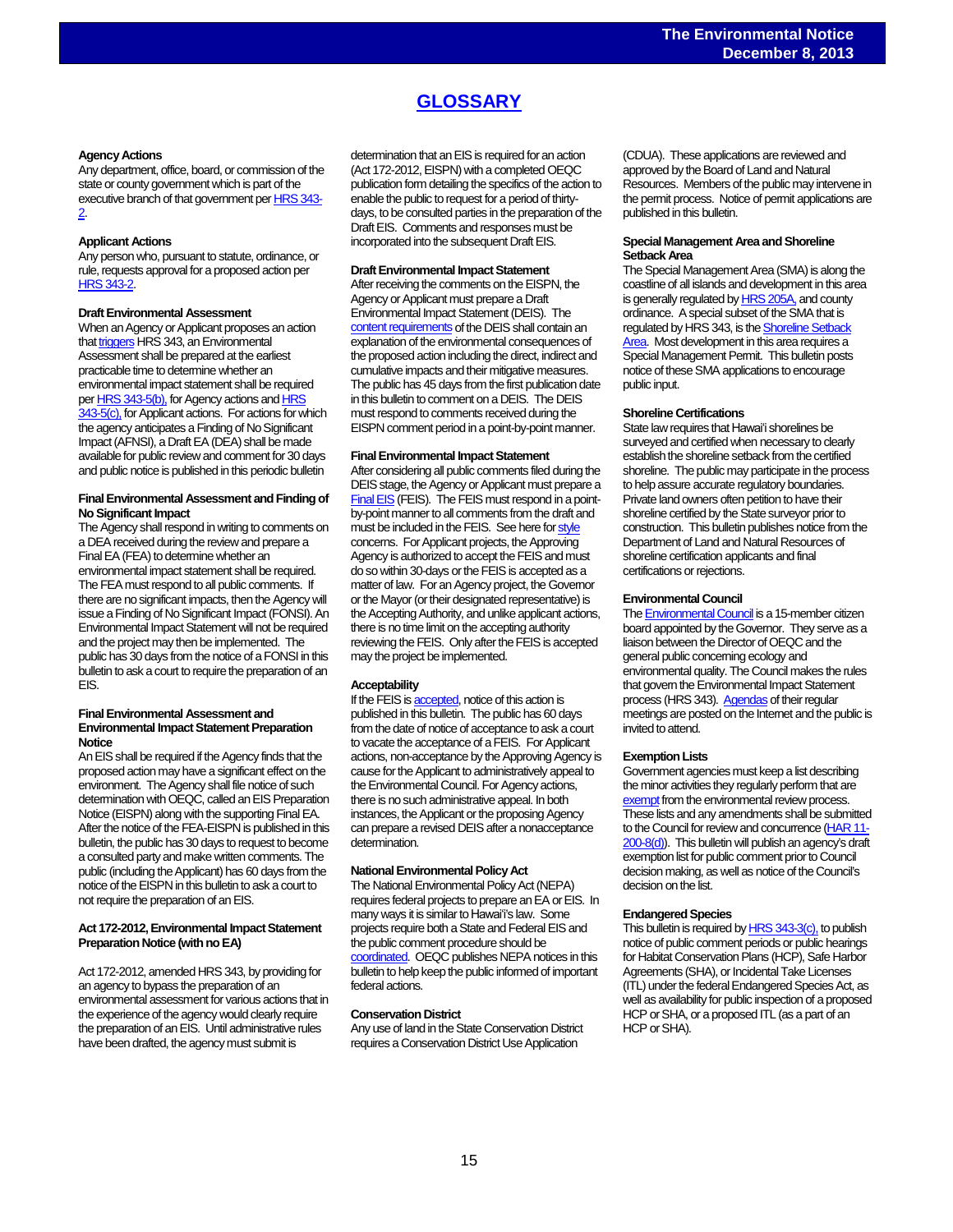# GLOSSARY

### Agency Actions

Any department, office, board, or commission of the state or county government which is part of the executive branch of that government per HRS 343-2.

### Applicant Actions

Any person who, pursuant to statute, ordinance, or rule, requests approval for a proposed action per HRS 343-2.

### Draft Environmental Assessment

When an Agency or Applicant proposes an action that triggers HRS 343, an Environmental Assessment shall be prepared at the earliest practicable time to determine whether an environmental impact statement shall be required per HRS 343-5(b), for Agency actions and HRS 343-5(c), for Applicant actions. For actions for which the agency anticipates a Finding of No Significant Impact (AFNSI), a Draft EA (DEA) shall be made available for public review and comment for 30 days and public notice is published in this periodic bulletin

### Final Environmental Assessment and Finding of No Significant Impact

The Agency shall respond in writing to comments on a DEA received during the review and prepare a Final EA (FEA) to determine whether an environmental impact statement shall be required. The FEA must respond to all public comments. If there are no significant impacts, then the Agency will issue a Finding of No Significant Impact (FONSI). An Environmental Impact Statement will not be required and the project may then be implemented. The public has 30 days from the notice of a FONSI in this bulletin to ask a court to require the preparation of an EIS.

### Final Environmental Assessment and Environmental Impact Statement Preparation Notice

An EIS shall be required if the Agency finds that the proposed action may have a significant effect on the environment. The Agency shall file notice of such determination with OEQC, called an EIS Preparation Notice (EISPN) along with the supporting Final EA. After the notice of the FEA-EISPN is published in this bulletin, the public has 30 days to request to become a consulted party and make written comments. The public (including the Applicant) has 60 days from the notice of the EISPN in this bulletin to ask a court to not require the preparation of an EIS.

### Act 172-2012, Environmental Impact Statement Preparation Notice (with no EA)

Act 172-2012, amended HRS 343, by providing for an agency to bypass the preparation of an environmental assessment for various actions that in the experience of the agency would clearly require the preparation of an EIS. Until administrative rules have been drafted, the agency must submit is determination that an EIS is required for an action (Act 172-2012, EISPN) with a completed OEQC publication form detailing the specifics of the action to enable the public to request for a period of thirty-days, to be consulted parties in the preparation of the Draft EIS. Comments and responses must be incorporated into the subsequent Draft EIS.

### Draft Environmental Impact Statement

After receiving the comments on the EISPN, the Agency or Applicant must prepare a Draft Environmental Impact Statement (DEIS). The content requirements of the DEIS shall contain an explanation of the environmental consequences of the proposed action including the direct, indirect and cumulative impacts and their mitigative measures. The public has 45 days from the first publication date in this bulletin to comment on a DEIS. The DEIS must respond to comments received during the EISPN comment period in a point-by-point manner.

### Final Environmental Impact Statement

After considering all public comments filed during the DEIS stage, the Agency or Applicant must prepare a Final EIS (FEIS). The FEIS must respond in a point-by-point manner to all comments from the draft and must be included in the FEIS. See here for style concerns. For Applicant projects, the Approving Agency is authorized to accept the FEIS and must do so within 30-days or the FEIS is accepted as a matter of law. For an Agency project, the Governor or the Mayor (or their designated representative) is the Accepting Authority, and unlike applicant actions, there is no time limit on the accepting authority reviewing the FEIS. Only after the FEIS is accepted may the project be implemented.

### Acceptability

If the FEIS is accepted, notice of this action is published in this bulletin. The public has 60 days from the date of notice of acceptance to ask a court to vacate the acceptance of a FEIS. For Applicant actions, non-acceptance by the Approving Agency is cause for the Applicant to administratively appeal to the Environmental Council. For Agency actions, there is no such administrative appeal. In both instances, the Applicant or the proposing Agency can prepare a revised DEIS after a nonacceptance determination.

### National Environmental Policy Act

The National Environmental Policy Act (NEPA) requires federal projects to prepare an EA or EIS. In many ways it is similar to Hawai'i's law. Some projects require both a State and Federal EIS and the public comment procedure should be coordinated. OEQC publishes NEPA notices in this bulletin to help keep the public informed of important federal actions.

### Conservation District

Any use of land in the State Conservation District requires a Conservation District Use Application (CDUA). These applications are reviewed and approved by the Board of Land and Natural Resources. Members of the public may intervene in the permit process. Notice of permit applications are published in this bulletin.

### Special Management Area and Shoreline Setback Area

The Special Management Area (SMA) is along the coastline of all islands and development in this area is generally regulated by HRS 205A, and county ordinance. A special subset of the SMA that is regulated by HRS 343, is the Shoreline Setback Area. Most development in this area requires a Special Management Permit. This bulletin posts notice of these SMA applications to encourage public input.

### Shoreline Certifications

State law requires that Hawai'i shorelines be surveyed and certified when necessary to clearly establish the shoreline setback from the certified shoreline. The public may participate in the process to help assure accurate regulatory boundaries. Private land owners often petition to have their shoreline certified by the State surveyor prior to construction. This bulletin publishes notice from the Department of Land and Natural Resources of shoreline certification applicants and final certifications or rejections.

### Environmental Council

The Environmental Council is a 15-member citizen board appointed by the Governor. They serve as a liaison between the Director of OEQC and the general public concerning ecology and environmental quality. The Council makes the rules that govern the Environmental Impact Statement process (HRS 343). Agendas of their regular meetings are posted on the Internet and the public is invited to attend.

### Exemption Lists

Government agencies must keep a list describing the minor activities they regularly perform that are exempt from the environmental review process. These lists and any amendments shall be submitted to the Council for review and concurrence (HAR 11-200-8(d)). This bulletin will publish an agency's draft exemption list for public comment prior to Council decision making, as well as notice of the Council's decision on the list.

### Endangered Species

This bulletin is required by HRS 343-3(c), to publish notice of public comment periods or public hearings for Habitat Conservation Plans (HCP), Safe Harbor Agreements (SHA), or Incidental Take Licenses (ITL) under the federal Endangered Species Act, as well as availability for public inspection of a proposed HCP or SHA, or a proposed ITL (as a part of an HCP or SHA).